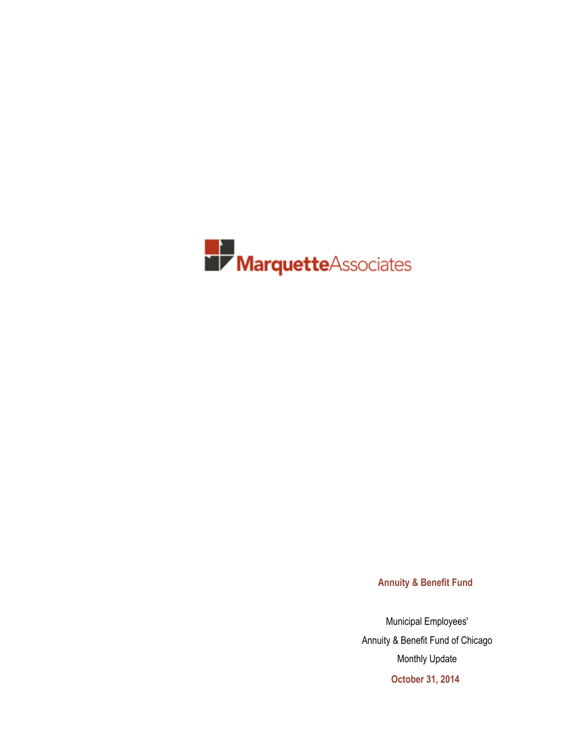MarquetteAssociates

**Annuity & Benefit Fund**

Municipal Employees'

Annuity & Benefit Fund of Chicago

Monthly Update

**October 31, 2014**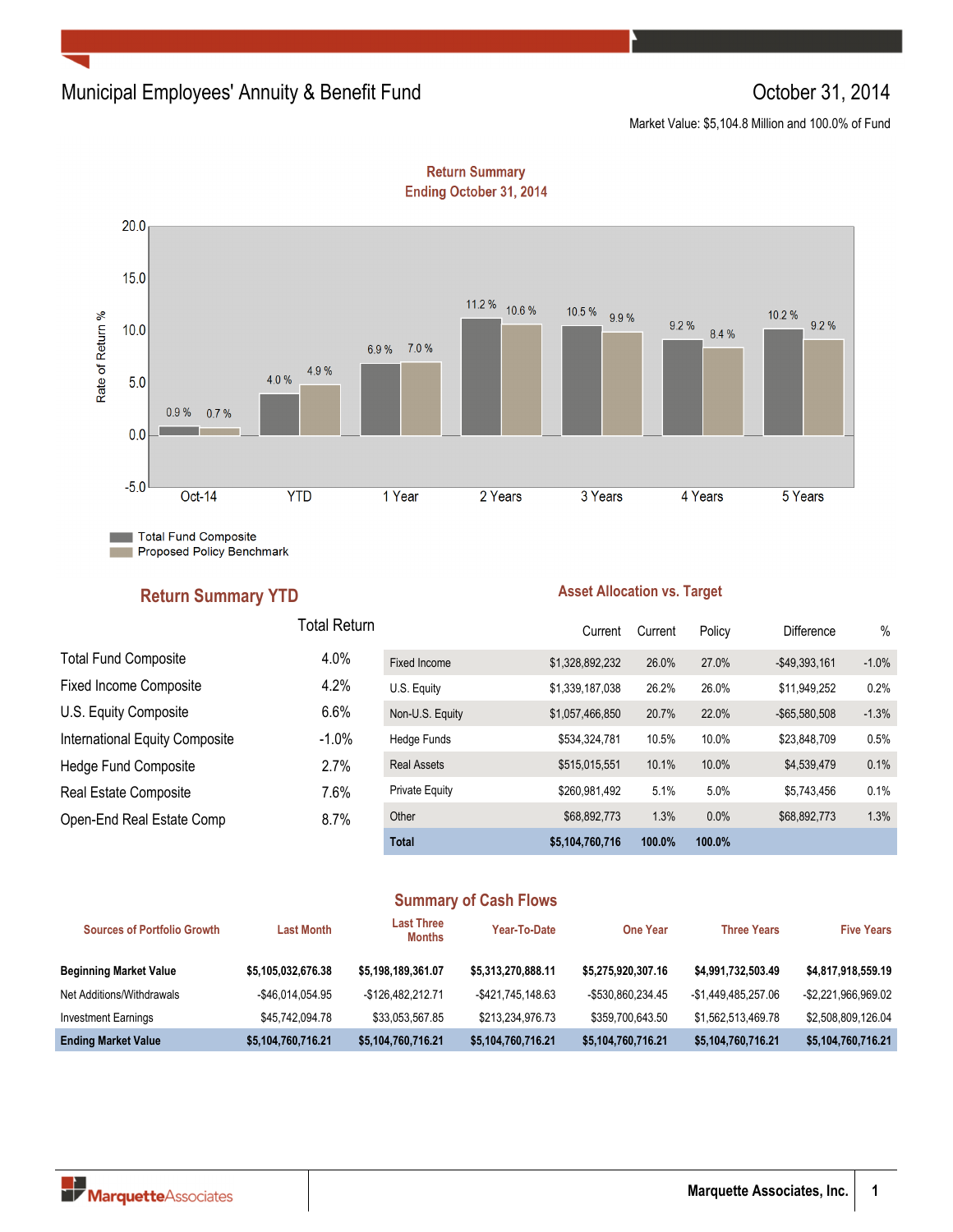# Municipal Employees' Annuity & Benefit Fund

October 31, 2014

Market Value: $5,104.8 Million and 100.0% of Fund

## Return Summary
## Ending October 31, 2014

| Period | Total Fund Composite | Proposed Policy Benchmark |
|---|---|---|
| Oct-14 | 0.9 % | 0.7 % |
| YTD | 4.0 % | 4.9 % |
| 1 Year | 6.9 % | 7.0 % |
| 2 Years | 11.2 % | 10.6 % |
| 3 Years | 10.5 % | 9.9 % |
| 4 Years | 9.2 % | 8.4 % |
| 5 Years | 10.2 % | 9.2 % |

## Return Summary YTD

| | Total Return |
|---|---|
| Total Fund Composite | 4.0% |
| Fixed Income Composite | 4.2% |
| U.S. Equity Composite | 6.6% |
| International Equity Composite | -1.0% |
| Hedge Fund Composite | 2.7% |
| Real Estate Composite | 7.6% |
| Open-End Real Estate Comp | 8.7% |

## Asset Allocation vs. Target

| | Current | Current | Policy | Difference | % |
|---|---|---|---|---|---|
| Fixed Income | $1,328,892,232 | 26.0% | 27.0% | -$49,393,161 | -1.0% |
| U.S. Equity | $1,339,187,038 | 26.2% | 26.0% | $11,949,252 | 0.2% |
| Non-U.S. Equity | $1,057,466,850 | 20.7% | 22.0% | -$65,580,508 | -1.3% |
| Hedge Funds | $534,324,781 | 10.5% | 10.0% | $23,848,709 | 0.5% |
| Real Assets | $515,015,551 | 10.1% | 10.0% | $4,539,479 | 0.1% |
| Private Equity | $260,981,492 | 5.1% | 5.0% | $5,743,456 | 0.1% |
| Other | $68,892,773 | 1.3% | 0.0% | $68,892,773 | 1.3% |
| **Total** | **$5,104,760,716** | **100.0%** | **100.0%** | | |

## Summary of Cash Flows

| Sources of Portfolio Growth | Last Month | Last Three Months | Year-To-Date | One Year | Three Years | Five Years |
|---|---|---|---|---|---|---|
| **Beginning Market Value** | **$5,105,032,676.38** | **$5,198,189,361.07** | **$5,313,270,888.11** | **$5,275,920,307.16** | **$4,991,732,503.49** | **$4,817,918,559.19** |
| Net Additions/Withdrawals | -$46,014,054.95 | -$126,482,212.71 | -$421,745,148.63 | -$530,860,234.45 | -$1,449,485,257.06 | -$2,221,966,969.02 |
| Investment Earnings | $45,742,094.78 | $33,053,567.85 | $213,234,976.73 | $359,700,643.50 | $1,562,513,469.78 | $2,508,809,126.04 |
| **Ending Market Value** | **$5,104,760,716.21** | **$5,104,760,716.21** | **$5,104,760,716.21** | **$5,104,760,716.21** | **$5,104,760,716.21** | **$5,104,760,716.21** |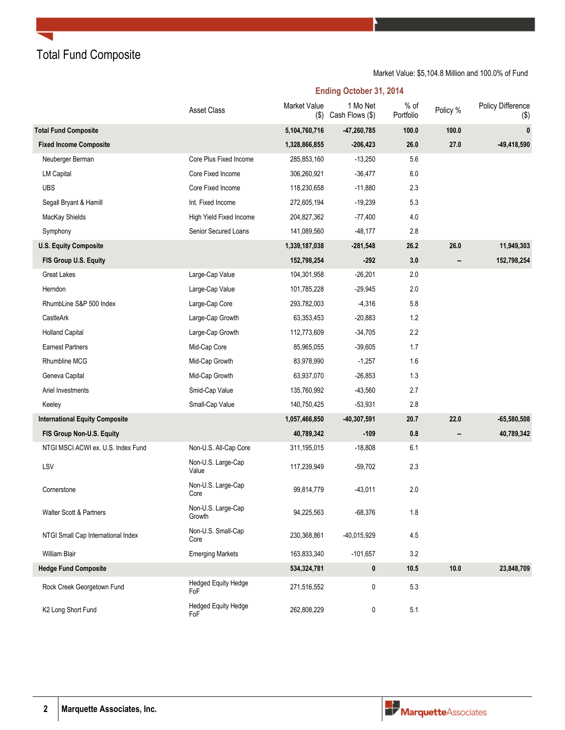# Total Fund Composite

Market Value: $5,104.8 Million and 100.0% of Fund

| | Asset Class | Market Value ($) | 1 Mo Net Cash Flows ($) | % of Portfolio | Policy % | Policy Difference ($) |
|---|---|---|---|---|---|---|
| | | Ending October 31, 2014 | | | | |
| **Total Fund Composite** | | **5,104,760,716** | **-47,260,785** | **100.0** | **100.0** | **0** |
| **Fixed Income Composite** | | **1,328,866,855** | **-206,423** | **26.0** | **27.0** | **-49,418,590** |
| Neuberger Berman | Core Plus Fixed Income | 285,853,160 | -13,250 | 5.6 | | |
| LM Capital | Core Fixed Income | 306,260,921 | -36,477 | 6.0 | | |
| UBS | Core Fixed Income | 118,230,658 | -11,880 | 2.3 | | |
| Segall Bryant & Hamill | Int. Fixed Income | 272,605,194 | -19,239 | 5.3 | | |
| MacKay Shields | High Yield Fixed Income | 204,827,362 | -77,400 | 4.0 | | |
| Symphony | Senior Secured Loans | 141,089,560 | -48,177 | 2.8 | | |
| **U.S. Equity Composite** | | **1,339,187,038** | **-281,548** | **26.2** | **26.0** | **11,949,303** |
| **FIS Group U.S. Equity** | | **152,798,254** | **-292** | **3.0** | **--** | **152,798,254** |
| Great Lakes | Large-Cap Value | 104,301,958 | -26,201 | 2.0 | | |
| Herndon | Large-Cap Value | 101,785,228 | -29,945 | 2.0 | | |
| RhumbLine S&P 500 Index | Large-Cap Core | 293,782,003 | -4,316 | 5.8 | | |
| CastleArk | Large-Cap Growth | 63,353,453 | -20,883 | 1.2 | | |
| Holland Capital | Large-Cap Growth | 112,773,609 | -34,705 | 2.2 | | |
| Earnest Partners | Mid-Cap Core | 85,965,055 | -39,605 | 1.7 | | |
| Rhumbline MCG | Mid-Cap Growth | 83,978,990 | -1,257 | 1.6 | | |
| Geneva Capital | Mid-Cap Growth | 63,937,070 | -26,853 | 1.3 | | |
| Ariel Investments | Smid-Cap Value | 135,760,992 | -43,560 | 2.7 | | |
| Keeley | Small-Cap Value | 140,750,425 | -53,931 | 2.8 | | |
| **International Equity Composite** | | **1,057,466,850** | **-40,307,591** | **20.7** | **22.0** | **-65,580,508** |
| **FIS Group Non-U.S. Equity** | | **40,789,342** | **-109** | **0.8** | **--** | **40,789,342** |
| NTGI MSCI ACWI ex. U.S. Index Fund | Non-U.S. All-Cap Core | 311,195,015 | -18,808 | 6.1 | | |
| LSV | Non-U.S. Large-Cap Value | 117,239,949 | -59,702 | 2.3 | | |
| Cornerstone | Non-U.S. Large-Cap Core | 99,814,779 | -43,011 | 2.0 | | |
| Walter Scott & Partners | Non-U.S. Large-Cap Growth | 94,225,563 | -68,376 | 1.8 | | |
| NTGI Small Cap International Index | Non-U.S. Small-Cap Core | 230,368,861 | -40,015,929 | 4.5 | | |
| William Blair | Emerging Markets | 163,833,340 | -101,657 | 3.2 | | |
| **Hedge Fund Composite** | | **534,324,781** | **0** | **10.5** | **10.0** | **23,848,709** |
| Rock Creek Georgetown Fund | Hedged Equity Hedge FoF | 271,516,552 | 0 | 5.3 | | |
| K2 Long Short Fund | Hedged Equity Hedge FoF | 262,808,229 | 0 | 5.1 | | |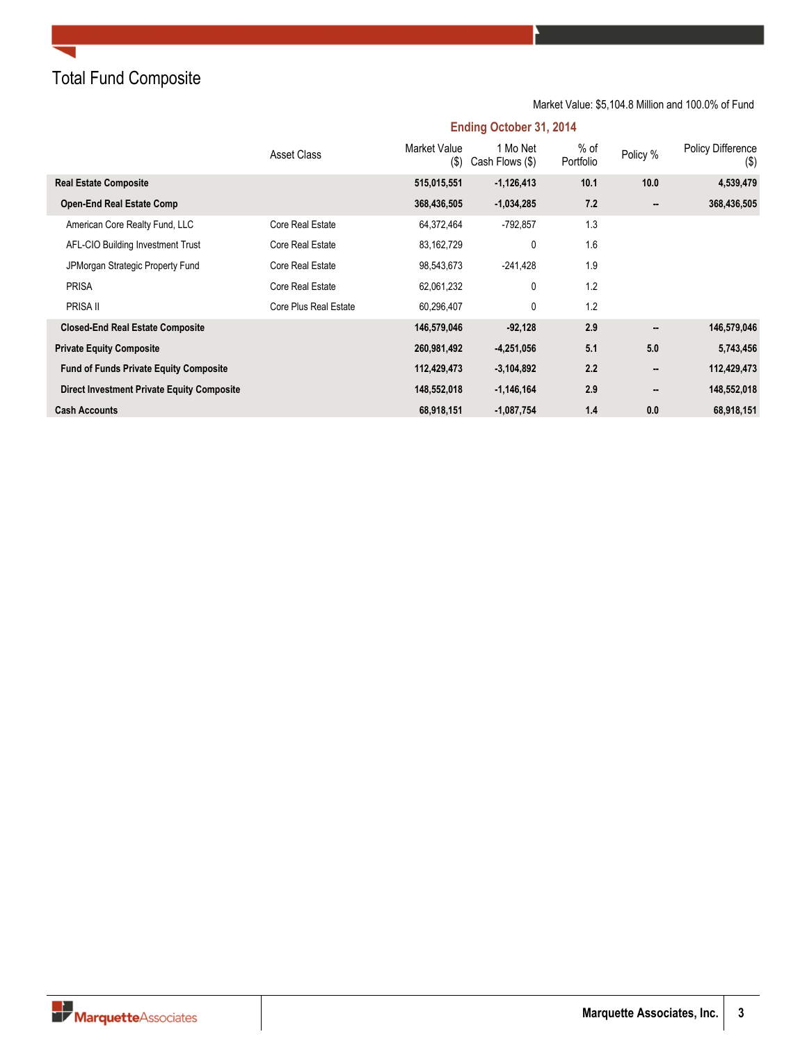# Total Fund Composite

Market Value: $5,104.8 Million and 100.0% of Fund

| | Asset Class | Ending October 31, 2014 | | | | |
|---|---|---|---|---|---|---|
| | | Market Value ($) | 1 Mo Net Cash Flows ($) | % of Portfolio | Policy % | Policy Difference ($) |
| **Real Estate Composite** | | **515,015,551** | **-1,126,413** | **10.1** | **10.0** | **4,539,479** |
| **Open-End Real Estate Comp** | | **368,436,505** | **-1,034,285** | **7.2** | **--** | **368,436,505** |
| American Core Realty Fund, LLC | Core Real Estate | 64,372,464 | -792,857 | 1.3 | | |
| AFL-CIO Building Investment Trust | Core Real Estate | 83,162,729 | 0 | 1.6 | | |
| JPMorgan Strategic Property Fund | Core Real Estate | 98,543,673 | -241,428 | 1.9 | | |
| PRISA | Core Real Estate | 62,061,232 | 0 | 1.2 | | |
| PRISA II | Core Plus Real Estate | 60,296,407 | 0 | 1.2 | | |
| **Closed-End Real Estate Composite** | | **146,579,046** | **-92,128** | **2.9** | **--** | **146,579,046** |
| **Private Equity Composite** | | **260,981,492** | **-4,251,056** | **5.1** | **5.0** | **5,743,456** |
| **Fund of Funds Private Equity Composite** | | **112,429,473** | **-3,104,892** | **2.2** | **--** | **112,429,473** |
| **Direct Investment Private Equity Composite** | | **148,552,018** | **-1,146,164** | **2.9** | **--** | **148,552,018** |
| **Cash Accounts** | | **68,918,151** | **-1,087,754** | **1.4** | **0.0** | **68,918,151** |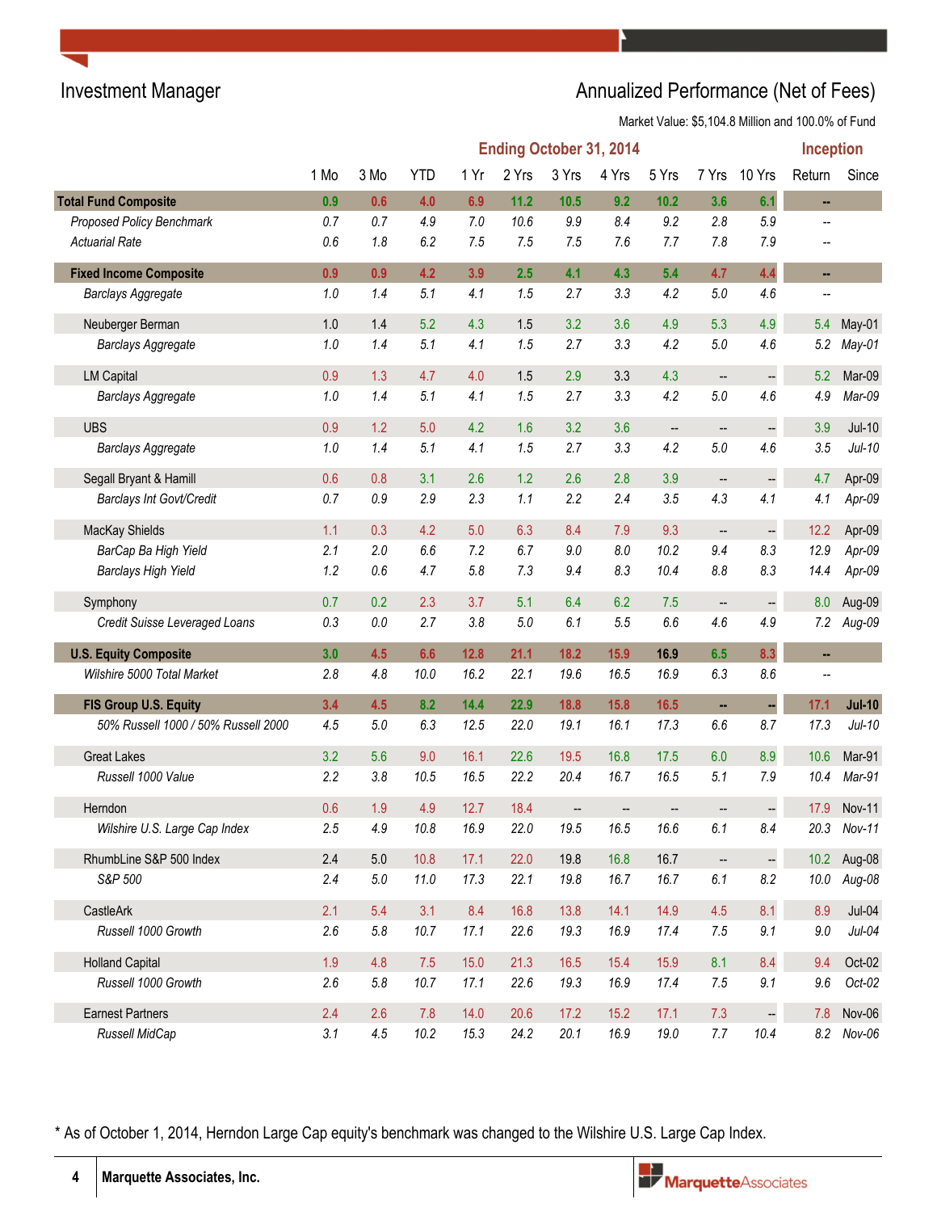## Investment Manager

## Annualized Performance (Net of Fees)

Market Value: $5,104.8 Million and 100.0% of Fund

| | Ending October 31, 2014 | | | | | | | | | | Inception | |
|---|---|---|---|---|---|---|---|---|---|---|---|---|
| | 1 Mo | 3 Mo | YTD | 1 Yr | 2 Yrs | 3 Yrs | 4 Yrs | 5 Yrs | 7 Yrs | 10 Yrs | Return | Since |
| **Total Fund Composite** | **0.9** | **0.6** | **4.0** | **6.9** | **11.2** | **10.5** | **9.2** | **10.2** | **3.6** | **6.1** | **--** | |
| *Proposed Policy Benchmark* | *0.7* | *0.7* | *4.9* | *7.0* | *10.6* | *9.9* | *8.4* | *9.2* | *2.8* | *5.9* | *--* | |
| *Actuarial Rate* | *0.6* | *1.8* | *6.2* | *7.5* | *7.5* | *7.5* | *7.6* | *7.7* | *7.8* | *7.9* | *--* | |
| **Fixed Income Composite** | **0.9** | **0.9** | **4.2** | **3.9** | **2.5** | **4.1** | **4.3** | **5.4** | **4.7** | **4.4** | **--** | |
| *Barclays Aggregate* | *1.0* | *1.4* | *5.1* | *4.1* | *1.5* | *2.7* | *3.3* | *4.2* | *5.0* | *4.6* | *--* | |
| Neuberger Berman | 1.0 | 1.4 | 5.2 | 4.3 | 1.5 | 3.2 | 3.6 | 4.9 | 5.3 | 4.9 | 5.4 | May-01 |
| *Barclays Aggregate* | *1.0* | *1.4* | *5.1* | *4.1* | *1.5* | *2.7* | *3.3* | *4.2* | *5.0* | *4.6* | *5.2* | *May-01* |
| LM Capital | 0.9 | 1.3 | 4.7 | 4.0 | 1.5 | 2.9 | 3.3 | 4.3 | -- | -- | 5.2 | Mar-09 |
| *Barclays Aggregate* | *1.0* | *1.4* | *5.1* | *4.1* | *1.5* | *2.7* | *3.3* | *4.2* | *5.0* | *4.6* | *4.9* | *Mar-09* |
| UBS | 0.9 | 1.2 | 5.0 | 4.2 | 1.6 | 3.2 | 3.6 | -- | -- | -- | 3.9 | Jul-10 |
| *Barclays Aggregate* | *1.0* | *1.4* | *5.1* | *4.1* | *1.5* | *2.7* | *3.3* | *4.2* | *5.0* | *4.6* | *3.5* | *Jul-10* |
| Segall Bryant & Hamill | 0.6 | 0.8 | 3.1 | 2.6 | 1.2 | 2.6 | 2.8 | 3.9 | -- | -- | 4.7 | Apr-09 |
| *Barclays Int Govt/Credit* | *0.7* | *0.9* | *2.9* | *2.3* | *1.1* | *2.2* | *2.4* | *3.5* | *4.3* | *4.1* | *4.1* | *Apr-09* |
| MacKay Shields | 1.1 | 0.3 | 4.2 | 5.0 | 6.3 | 8.4 | 7.9 | 9.3 | -- | -- | 12.2 | Apr-09 |
| *BarCap Ba High Yield* | *2.1* | *2.0* | *6.6* | *7.2* | *6.7* | *9.0* | *8.0* | *10.2* | *9.4* | *8.3* | *12.9* | *Apr-09* |
| *Barclays High Yield* | *1.2* | *0.6* | *4.7* | *5.8* | *7.3* | *9.4* | *8.3* | *10.4* | *8.8* | *8.3* | *14.4* | *Apr-09* |
| Symphony | 0.7 | 0.2 | 2.3 | 3.7 | 5.1 | 6.4 | 6.2 | 7.5 | -- | -- | 8.0 | Aug-09 |
| *Credit Suisse Leveraged Loans* | *0.3* | *0.0* | *2.7* | *3.8* | *5.0* | *6.1* | *5.5* | *6.6* | *4.6* | *4.9* | *7.2* | *Aug-09* |
| **U.S. Equity Composite** | **3.0** | **4.5** | **6.6** | **12.8** | **21.1** | **18.2** | **15.9** | **16.9** | **6.5** | **8.3** | **--** | |
| *Wilshire 5000 Total Market* | *2.8* | *4.8* | *10.0* | *16.2* | *22.1* | *19.6* | *16.5* | *16.9* | *6.3* | *8.6* | *--* | |
| **FIS Group U.S. Equity** | **3.4** | **4.5** | **8.2** | **14.4** | **22.9** | **18.8** | **15.8** | **16.5** | **--** | **--** | **17.1** | **Jul-10** |
| *50% Russell 1000 / 50% Russell 2000* | *4.5* | *5.0* | *6.3* | *12.5* | *22.0* | *19.1* | *16.1* | *17.3* | *6.6* | *8.7* | *17.3* | *Jul-10* |
| Great Lakes | 3.2 | 5.6 | 9.0 | 16.1 | 22.6 | 19.5 | 16.8 | 17.5 | 6.0 | 8.9 | 10.6 | Mar-91 |
| *Russell 1000 Value* | *2.2* | *3.8* | *10.5* | *16.5* | *22.2* | *20.4* | *16.7* | *16.5* | *5.1* | *7.9* | *10.4* | *Mar-91* |
| Herndon | 0.6 | 1.9 | 4.9 | 12.7 | 18.4 | -- | -- | -- | -- | -- | 17.9 | Nov-11 |
| *Wilshire U.S. Large Cap Index* | *2.5* | *4.9* | *10.8* | *16.9* | *22.0* | *19.5* | *16.5* | *16.6* | *6.1* | *8.4* | *20.3* | *Nov-11* |
| RhumbLine S&P 500 Index | 2.4 | 5.0 | 10.8 | 17.1 | 22.0 | 19.8 | 16.8 | 16.7 | -- | -- | 10.2 | Aug-08 |
| *S&P 500* | *2.4* | *5.0* | *11.0* | *17.3* | *22.1* | *19.8* | *16.7* | *16.7* | *6.1* | *8.2* | *10.0* | *Aug-08* |
| CastleArk | 2.1 | 5.4 | 3.1 | 8.4 | 16.8 | 13.8 | 14.1 | 14.9 | 4.5 | 8.1 | 8.9 | Jul-04 |
| *Russell 1000 Growth* | *2.6* | *5.8* | *10.7* | *17.1* | *22.6* | *19.3* | *16.9* | *17.4* | *7.5* | *9.1* | *9.0* | *Jul-04* |
| Holland Capital | 1.9 | 4.8 | 7.5 | 15.0 | 21.3 | 16.5 | 15.4 | 15.9 | 8.1 | 8.4 | 9.4 | Oct-02 |
| *Russell 1000 Growth* | *2.6* | *5.8* | *10.7* | *17.1* | *22.6* | *19.3* | *16.9* | *17.4* | *7.5* | *9.1* | *9.6* | *Oct-02* |
| Earnest Partners | 2.4 | 2.6 | 7.8 | 14.0 | 20.6 | 17.2 | 15.2 | 17.1 | 7.3 | -- | 7.8 | Nov-06 |
| *Russell MidCap* | *3.1* | *4.5* | *10.2* | *15.3* | *24.2* | *20.1* | *16.9* | *19.0* | *7.7* | *10.4* | *8.2* | *Nov-06* |

* As of October 1, 2014, Herndon Large Cap equity's benchmark was changed to the Wilshire U.S. Large Cap Index.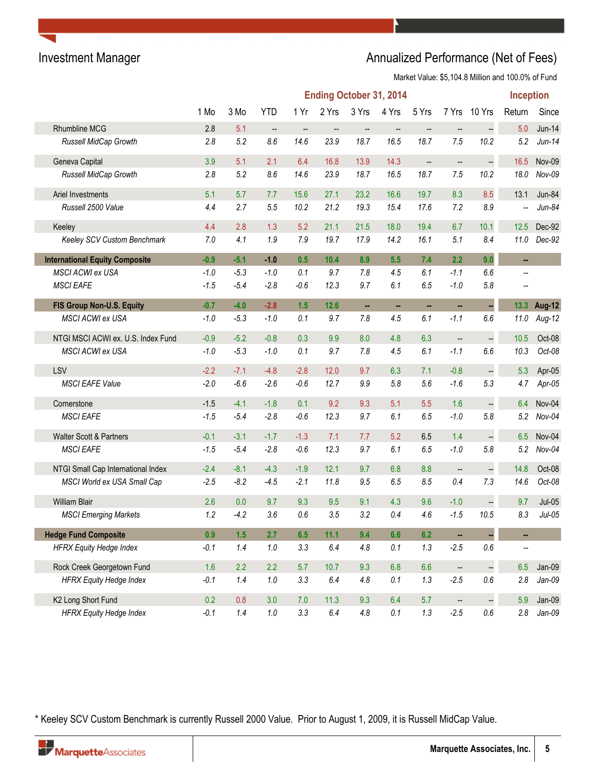## Investment Manager

## Annualized Performance (Net of Fees)

Market Value: $5,104.8 Million and 100.0% of Fund

| | Ending October 31, 2014 | | | | | | | | | | Inception | |
|---|---|---|---|---|---|---|---|---|---|---|---|---|
| | 1 Mo | 3 Mo | YTD | 1 Yr | 2 Yrs | 3 Yrs | 4 Yrs | 5 Yrs | 7 Yrs | 10 Yrs | Return | Since |
| Rhumbline MCG | 2.8 | 5.1 | -- | -- | -- | -- | -- | -- | -- | -- | 5.0 | Jun-14 |
| *Russell MidCap Growth* | *2.8* | *5.2* | *8.6* | *14.6* | *23.9* | *18.7* | *16.5* | *18.7* | *7.5* | *10.2* | *5.2* | *Jun-14* |
| Geneva Capital | 3.9 | 5.1 | 2.1 | 6.4 | 16.8 | 13.9 | 14.3 | -- | -- | -- | 16.5 | Nov-09 |
| *Russell MidCap Growth* | *2.8* | *5.2* | *8.6* | *14.6* | *23.9* | *18.7* | *16.5* | *18.7* | *7.5* | *10.2* | *18.0* | *Nov-09* |
| Ariel Investments | 5.1 | 5.7 | 7.7 | 15.6 | 27.1 | 23.2 | 16.6 | 19.7 | 8.3 | 8.5 | 13.1 | Jun-84 |
| *Russell 2500 Value* | *4.4* | *2.7* | *5.5* | *10.2* | *21.2* | *19.3* | *15.4* | *17.6* | *7.2* | *8.9* | *--* | *Jun-84* |
| Keeley | 4.4 | 2.8 | 1.3 | 5.2 | 21.1 | 21.5 | 18.0 | 19.4 | 6.7 | 10.1 | 12.5 | Dec-92 |
| *Keeley SCV Custom Benchmark* | *7.0* | *4.1* | *1.9* | *7.9* | *19.7* | *17.9* | *14.2* | *16.1* | *5.1* | *8.4* | *11.0* | *Dec-92* |
| **International Equity Composite** | **-0.9** | **-5.1** | **-1.0** | **0.5** | **10.4** | **8.9** | **5.5** | **7.4** | **2.2** | **9.0** | **--** | |
| *MSCI ACWI ex USA* | *-1.0* | *-5.3* | *-1.0* | *0.1* | *9.7* | *7.8* | *4.5* | *6.1* | *-1.1* | *6.6* | *--* | |
| *MSCI EAFE* | *-1.5* | *-5.4* | *-2.8* | *-0.6* | *12.3* | *9.7* | *6.1* | *6.5* | *-1.0* | *5.8* | *--* | |
| **FIS Group Non-U.S. Equity** | **-0.7** | **-4.0** | **-2.8** | **1.5** | **12.6** | **--** | **--** | **--** | **--** | **--** | **13.3** | **Aug-12** |
| *MSCI ACWI ex USA* | *-1.0* | *-5.3* | *-1.0* | *0.1* | *9.7* | *7.8* | *4.5* | *6.1* | *-1.1* | *6.6* | *11.0* | *Aug-12* |
| NTGI MSCI ACWI ex. U.S. Index Fund | -0.9 | -5.2 | -0.8 | 0.3 | 9.9 | 8.0 | 4.8 | 6.3 | -- | -- | 10.5 | Oct-08 |
| *MSCI ACWI ex USA* | *-1.0* | *-5.3* | *-1.0* | *0.1* | *9.7* | *7.8* | *4.5* | *6.1* | *-1.1* | *6.6* | *10.3* | *Oct-08* |
| LSV | -2.2 | -7.1 | -4.8 | -2.8 | 12.0 | 9.7 | 6.3 | 7.1 | -0.8 | -- | 5.3 | Apr-05 |
| *MSCI EAFE Value* | *-2.0* | *-6.6* | *-2.6* | *-0.6* | *12.7* | *9.9* | *5.8* | *5.6* | *-1.6* | *5.3* | *4.7* | *Apr-05* |
| Cornerstone | -1.5 | -4.1 | -1.8 | 0.1 | 9.2 | 9.3 | 5.1 | 5.5 | 1.6 | -- | 6.4 | Nov-04 |
| *MSCI EAFE* | *-1.5* | *-5.4* | *-2.8* | *-0.6* | *12.3* | *9.7* | *6.1* | *6.5* | *-1.0* | *5.8* | *5.2* | *Nov-04* |
| Walter Scott & Partners | -0.1 | -3.1 | -1.7 | -1.3 | 7.1 | 7.7 | 5.2 | 6.5 | 1.4 | -- | 6.5 | Nov-04 |
| *MSCI EAFE* | *-1.5* | *-5.4* | *-2.8* | *-0.6* | *12.3* | *9.7* | *6.1* | *6.5* | *-1.0* | *5.8* | *5.2* | *Nov-04* |
| NTGI Small Cap International Index | -2.4 | -8.1 | -4.3 | -1.9 | 12.1 | 9.7 | 6.8 | 8.8 | -- | -- | 14.8 | Oct-08 |
| *MSCI World ex USA Small Cap* | *-2.5* | *-8.2* | *-4.5* | *-2.1* | *11.8* | *9.5* | *6.5* | *8.5* | *0.4* | *7.3* | *14.6* | *Oct-08* |
| William Blair | 2.6 | 0.0 | 9.7 | 9.3 | 9.5 | 9.1 | 4.3 | 9.6 | -1.0 | -- | 9.7 | Jul-05 |
| *MSCI Emerging Markets* | *1.2* | *-4.2* | *3.6* | *0.6* | *3.5* | *3.2* | *0.4* | *4.6* | *-1.5* | *10.5* | *8.3* | *Jul-05* |
| **Hedge Fund Composite** | **0.9** | **1.5** | **2.7** | **6.5** | **11.1** | **9.4** | **6.6** | **6.2** | **--** | **--** | **--** | |
| *HFRX Equity Hedge Index* | *-0.1* | *1.4* | *1.0* | *3.3* | *6.4* | *4.8* | *0.1* | *1.3* | *-2.5* | *0.6* | *--* | |
| Rock Creek Georgetown Fund | 1.6 | 2.2 | 2.2 | 5.7 | 10.7 | 9.3 | 6.8 | 6.6 | -- | -- | 6.5 | Jan-09 |
| *HFRX Equity Hedge Index* | *-0.1* | *1.4* | *1.0* | *3.3* | *6.4* | *4.8* | *0.1* | *1.3* | *-2.5* | *0.6* | *2.8* | *Jan-09* |
| K2 Long Short Fund | 0.2 | 0.8 | 3.0 | 7.0 | 11.3 | 9.3 | 6.4 | 5.7 | -- | -- | 5.9 | Jan-09 |
| *HFRX Equity Hedge Index* | *-0.1* | *1.4* | *1.0* | *3.3* | *6.4* | *4.8* | *0.1* | *1.3* | *-2.5* | *0.6* | *2.8* | *Jan-09* |

\* Keeley SCV Custom Benchmark is currently Russell 2000 Value. Prior to August 1, 2009, it is Russell MidCap Value.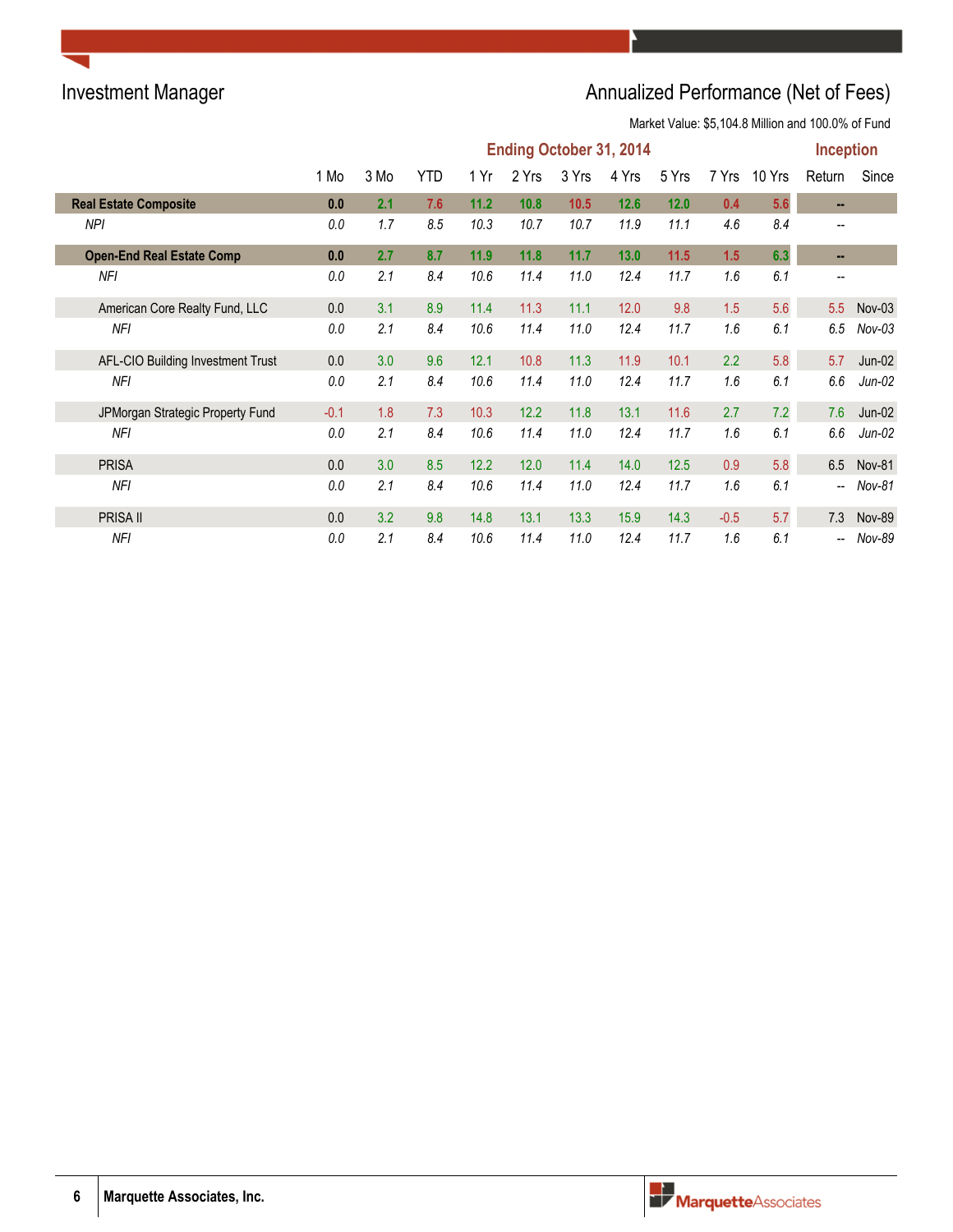## Investment Manager

## Annualized Performance (Net of Fees)

Market Value: $5,104.8 Million and 100.0% of Fund

| | Ending October 31, 2014 | | | | | | | | | | Inception | |
|---|---|---|---|---|---|---|---|---|---|---|---|---|
| | 1 Mo | 3 Mo | YTD | 1 Yr | 2 Yrs | 3 Yrs | 4 Yrs | 5 Yrs | 7 Yrs | 10 Yrs | Return | Since |
| **Real Estate Composite** | **0.0** | **2.1** | **7.6** | **11.2** | **10.8** | **10.5** | **12.6** | **12.0** | **0.4** | **5.6** | **--** | |
| *NPI* | *0.0* | *1.7* | *8.5* | *10.3* | *10.7* | *10.7* | *11.9* | *11.1* | *4.6* | *8.4* | *--* | |
| **Open-End Real Estate Comp** | **0.0** | **2.7** | **8.7** | **11.9** | **11.8** | **11.7** | **13.0** | **11.5** | **1.5** | **6.3** | **--** | |
| *NFI* | *0.0* | *2.1* | *8.4* | *10.6* | *11.4* | *11.0* | *12.4* | *11.7* | *1.6* | *6.1* | *--* | |
| American Core Realty Fund, LLC | 0.0 | 3.1 | 8.9 | 11.4 | 11.3 | 11.1 | 12.0 | 9.8 | 1.5 | 5.6 | 5.5 | Nov-03 |
| *NFI* | *0.0* | *2.1* | *8.4* | *10.6* | *11.4* | *11.0* | *12.4* | *11.7* | *1.6* | *6.1* | *6.5* | *Nov-03* |
| AFL-CIO Building Investment Trust | 0.0 | 3.0 | 9.6 | 12.1 | 10.8 | 11.3 | 11.9 | 10.1 | 2.2 | 5.8 | 5.7 | Jun-02 |
| *NFI* | *0.0* | *2.1* | *8.4* | *10.6* | *11.4* | *11.0* | *12.4* | *11.7* | *1.6* | *6.1* | *6.6* | *Jun-02* |
| JPMorgan Strategic Property Fund | -0.1 | 1.8 | 7.3 | 10.3 | 12.2 | 11.8 | 13.1 | 11.6 | 2.7 | 7.2 | 7.6 | Jun-02 |
| *NFI* | *0.0* | *2.1* | *8.4* | *10.6* | *11.4* | *11.0* | *12.4* | *11.7* | *1.6* | *6.1* | *6.6* | *Jun-02* |
| PRISA | 0.0 | 3.0 | 8.5 | 12.2 | 12.0 | 11.4 | 14.0 | 12.5 | 0.9 | 5.8 | 6.5 | Nov-81 |
| *NFI* | *0.0* | *2.1* | *8.4* | *10.6* | *11.4* | *11.0* | *12.4* | *11.7* | *1.6* | *6.1* | *--* | *Nov-81* |
| PRISA II | 0.0 | 3.2 | 9.8 | 14.8 | 13.1 | 13.3 | 15.9 | 14.3 | -0.5 | 5.7 | 7.3 | Nov-89 |
| *NFI* | *0.0* | *2.1* | *8.4* | *10.6* | *11.4* | *11.0* | *12.4* | *11.7* | *1.6* | *6.1* | *--* | *Nov-89* |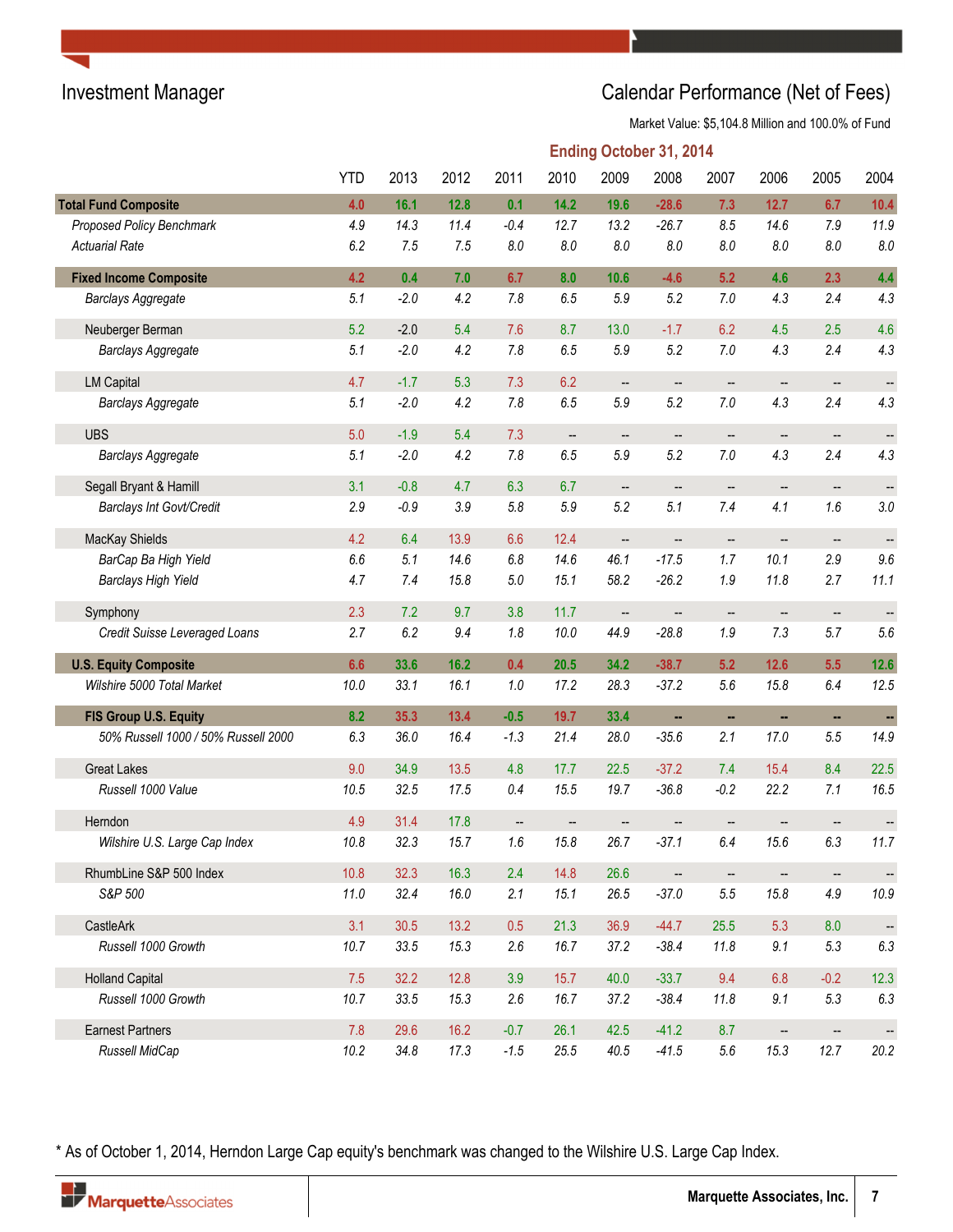# Investment Manager

## Calendar Performance (Net of Fees)

Market Value: $5,104.8 Million and 100.0% of Fund

**Ending October 31, 2014**

| | YTD | 2013 | 2012 | 2011 | 2010 | 2009 | 2008 | 2007 | 2006 | 2005 | 2004 |
|---|---|---|---|---|---|---|---|---|---|---|---|
| **Total Fund Composite** | 4.0 | 16.1 | 12.8 | 0.1 | 14.2 | 19.6 | -28.6 | 7.3 | 12.7 | 6.7 | 10.4 |
| *Proposed Policy Benchmark* | 4.9 | 14.3 | 11.4 | -0.4 | 12.7 | 13.2 | -26.7 | 8.5 | 14.6 | 7.9 | 11.9 |
| *Actuarial Rate* | 6.2 | 7.5 | 7.5 | 8.0 | 8.0 | 8.0 | 8.0 | 8.0 | 8.0 | 8.0 | 8.0 |
| **Fixed Income Composite** | 4.2 | 0.4 | 7.0 | 6.7 | 8.0 | 10.6 | -4.6 | 5.2 | 4.6 | 2.3 | 4.4 |
| *Barclays Aggregate* | 5.1 | -2.0 | 4.2 | 7.8 | 6.5 | 5.9 | 5.2 | 7.0 | 4.3 | 2.4 | 4.3 |
| Neuberger Berman | 5.2 | -2.0 | 5.4 | 7.6 | 8.7 | 13.0 | -1.7 | 6.2 | 4.5 | 2.5 | 4.6 |
| *Barclays Aggregate* | 5.1 | -2.0 | 4.2 | 7.8 | 6.5 | 5.9 | 5.2 | 7.0 | 4.3 | 2.4 | 4.3 |
| LM Capital | 4.7 | -1.7 | 5.3 | 7.3 | 6.2 | -- | -- | -- | -- | -- | -- |
| *Barclays Aggregate* | 5.1 | -2.0 | 4.2 | 7.8 | 6.5 | 5.9 | 5.2 | 7.0 | 4.3 | 2.4 | 4.3 |
| UBS | 5.0 | -1.9 | 5.4 | 7.3 | -- | -- | -- | -- | -- | -- | -- |
| *Barclays Aggregate* | 5.1 | -2.0 | 4.2 | 7.8 | 6.5 | 5.9 | 5.2 | 7.0 | 4.3 | 2.4 | 4.3 |
| Segall Bryant & Hamill | 3.1 | -0.8 | 4.7 | 6.3 | 6.7 | -- | -- | -- | -- | -- | -- |
| *Barclays Int Govt/Credit* | 2.9 | -0.9 | 3.9 | 5.8 | 5.9 | 5.2 | 5.1 | 7.4 | 4.1 | 1.6 | 3.0 |
| MacKay Shields | 4.2 | 6.4 | 13.9 | 6.6 | 12.4 | -- | -- | -- | -- | -- | -- |
| *BarCap Ba High Yield* | 6.6 | 5.1 | 14.6 | 6.8 | 14.6 | 46.1 | -17.5 | 1.7 | 10.1 | 2.9 | 9.6 |
| *Barclays High Yield* | 4.7 | 7.4 | 15.8 | 5.0 | 15.1 | 58.2 | -26.2 | 1.9 | 11.8 | 2.7 | 11.1 |
| Symphony | 2.3 | 7.2 | 9.7 | 3.8 | 11.7 | -- | -- | -- | -- | -- | -- |
| *Credit Suisse Leveraged Loans* | 2.7 | 6.2 | 9.4 | 1.8 | 10.0 | 44.9 | -28.8 | 1.9 | 7.3 | 5.7 | 5.6 |
| **U.S. Equity Composite** | 6.6 | 33.6 | 16.2 | 0.4 | 20.5 | 34.2 | -38.7 | 5.2 | 12.6 | 5.5 | 12.6 |
| *Wilshire 5000 Total Market* | 10.0 | 33.1 | 16.1 | 1.0 | 17.2 | 28.3 | -37.2 | 5.6 | 15.8 | 6.4 | 12.5 |
| **FIS Group U.S. Equity** | 8.2 | 35.3 | 13.4 | -0.5 | 19.7 | 33.4 | -- | -- | -- | -- | -- |
| *50% Russell 1000 / 50% Russell 2000* | 6.3 | 36.0 | 16.4 | -1.3 | 21.4 | 28.0 | -35.6 | 2.1 | 17.0 | 5.5 | 14.9 |
| Great Lakes | 9.0 | 34.9 | 13.5 | 4.8 | 17.7 | 22.5 | -37.2 | 7.4 | 15.4 | 8.4 | 22.5 |
| *Russell 1000 Value* | 10.5 | 32.5 | 17.5 | 0.4 | 15.5 | 19.7 | -36.8 | -0.2 | 22.2 | 7.1 | 16.5 |
| Herndon | 4.9 | 31.4 | 17.8 | -- | -- | -- | -- | -- | -- | -- | -- |
| *Wilshire U.S. Large Cap Index* | 10.8 | 32.3 | 15.7 | 1.6 | 15.8 | 26.7 | -37.1 | 6.4 | 15.6 | 6.3 | 11.7 |
| RhumbLine S&P 500 Index | 10.8 | 32.3 | 16.3 | 2.4 | 14.8 | 26.6 | -- | -- | -- | -- | -- |
| *S&P 500* | 11.0 | 32.4 | 16.0 | 2.1 | 15.1 | 26.5 | -37.0 | 5.5 | 15.8 | 4.9 | 10.9 |
| CastleArk | 3.1 | 30.5 | 13.2 | 0.5 | 21.3 | 36.9 | -44.7 | 25.5 | 5.3 | 8.0 | -- |
| *Russell 1000 Growth* | 10.7 | 33.5 | 15.3 | 2.6 | 16.7 | 37.2 | -38.4 | 11.8 | 9.1 | 5.3 | 6.3 |
| Holland Capital | 7.5 | 32.2 | 12.8 | 3.9 | 15.7 | 40.0 | -33.7 | 9.4 | 6.8 | -0.2 | 12.3 |
| *Russell 1000 Growth* | 10.7 | 33.5 | 15.3 | 2.6 | 16.7 | 37.2 | -38.4 | 11.8 | 9.1 | 5.3 | 6.3 |
| Earnest Partners | 7.8 | 29.6 | 16.2 | -0.7 | 26.1 | 42.5 | -41.2 | 8.7 | -- | -- | -- |
| *Russell MidCap* | 10.2 | 34.8 | 17.3 | -1.5 | 25.5 | 40.5 | -41.5 | 5.6 | 15.3 | 12.7 | 20.2 |

* As of October 1, 2014, Herndon Large Cap equity's benchmark was changed to the Wilshire U.S. Large Cap Index.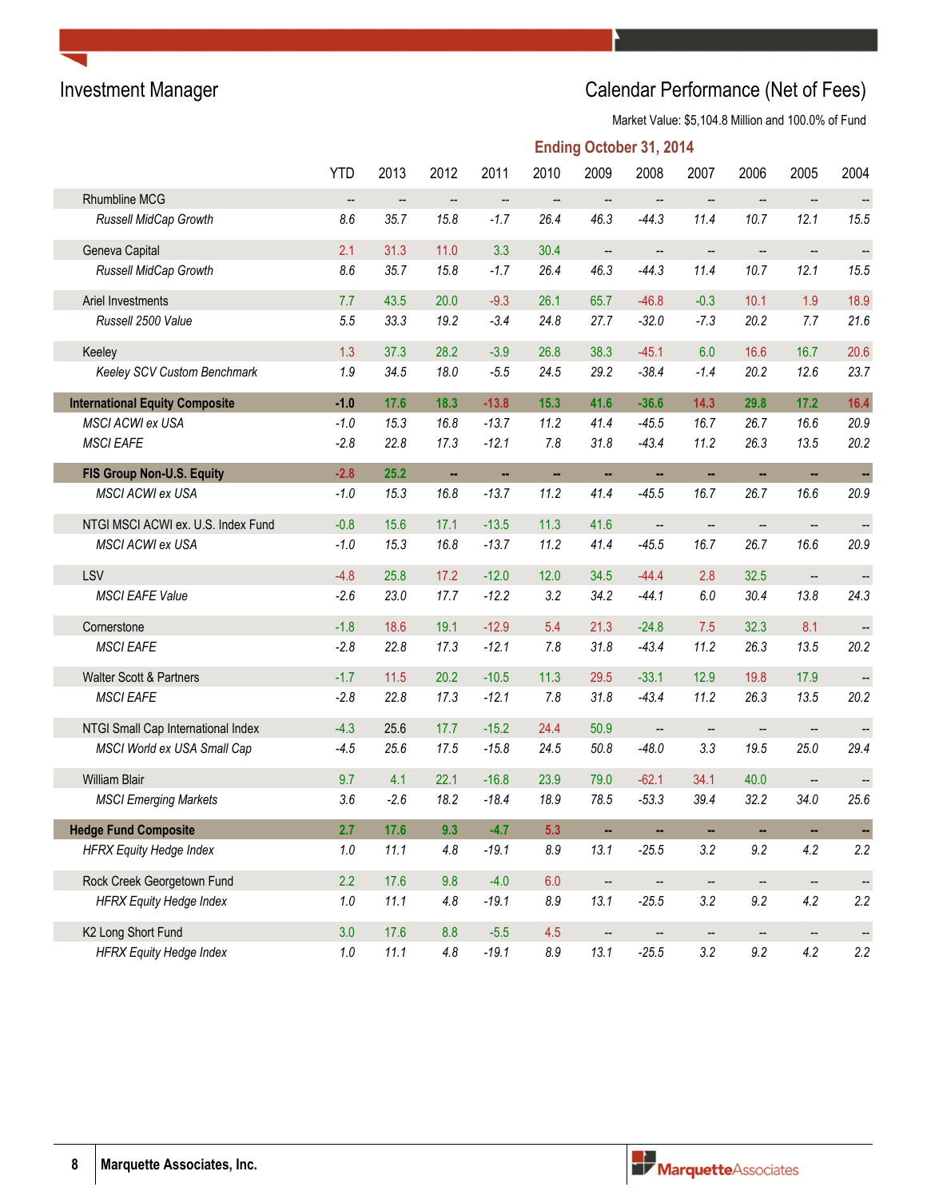## Investment Manager

## Calendar Performance (Net of Fees)

Market Value: $5,104.8 Million and 100.0% of Fund

**Ending October 31, 2014**

| | YTD | 2013 | 2012 | 2011 | 2010 | 2009 | 2008 | 2007 | 2006 | 2005 | 2004 |
|---|---|---|---|---|---|---|---|---|---|---|---|
| Rhumbline MCG | -- | -- | -- | -- | -- | -- | -- | -- | -- | -- | -- |
| *Russell MidCap Growth* | *8.6* | *35.7* | *15.8* | *-1.7* | *26.4* | *46.3* | *-44.3* | *11.4* | *10.7* | *12.1* | *15.5* |
| Geneva Capital | 2.1 | 31.3 | 11.0 | 3.3 | 30.4 | -- | -- | -- | -- | -- | -- |
| *Russell MidCap Growth* | *8.6* | *35.7* | *15.8* | *-1.7* | *26.4* | *46.3* | *-44.3* | *11.4* | *10.7* | *12.1* | *15.5* |
| Ariel Investments | 7.7 | 43.5 | 20.0 | -9.3 | 26.1 | 65.7 | -46.8 | -0.3 | 10.1 | 1.9 | 18.9 |
| *Russell 2500 Value* | *5.5* | *33.3* | *19.2* | *-3.4* | *24.8* | *27.7* | *-32.0* | *-7.3* | *20.2* | *7.7* | *21.6* |
| Keeley | 1.3 | 37.3 | 28.2 | -3.9 | 26.8 | 38.3 | -45.1 | 6.0 | 16.6 | 16.7 | 20.6 |
| *Keeley SCV Custom Benchmark* | *1.9* | *34.5* | *18.0* | *-5.5* | *24.5* | *29.2* | *-38.4* | *-1.4* | *20.2* | *12.6* | *23.7* |
| **International Equity Composite** | **-1.0** | **17.6** | **18.3** | **-13.8** | **15.3** | **41.6** | **-36.6** | **14.3** | **29.8** | **17.2** | **16.4** |
| *MSCI ACWI ex USA* | *-1.0* | *15.3* | *16.8* | *-13.7* | *11.2* | *41.4* | *-45.5* | *16.7* | *26.7* | *16.6* | *20.9* |
| *MSCI EAFE* | *-2.8* | *22.8* | *17.3* | *-12.1* | *7.8* | *31.8* | *-43.4* | *11.2* | *26.3* | *13.5* | *20.2* |
| **FIS Group Non-U.S. Equity** | **-2.8** | **25.2** | **--** | **--** | **--** | **--** | **--** | **--** | **--** | **--** | **--** |
| *MSCI ACWI ex USA* | *-1.0* | *15.3* | *16.8* | *-13.7* | *11.2* | *41.4* | *-45.5* | *16.7* | *26.7* | *16.6* | *20.9* |
| NTGI MSCI ACWI ex. U.S. Index Fund | -0.8 | 15.6 | 17.1 | -13.5 | 11.3 | 41.6 | -- | -- | -- | -- | -- |
| *MSCI ACWI ex USA* | *-1.0* | *15.3* | *16.8* | *-13.7* | *11.2* | *41.4* | *-45.5* | *16.7* | *26.7* | *16.6* | *20.9* |
| LSV | -4.8 | 25.8 | 17.2 | -12.0 | 12.0 | 34.5 | -44.4 | 2.8 | 32.5 | -- | -- |
| *MSCI EAFE Value* | *-2.6* | *23.0* | *17.7* | *-12.2* | *3.2* | *34.2* | *-44.1* | *6.0* | *30.4* | *13.8* | *24.3* |
| Cornerstone | -1.8 | 18.6 | 19.1 | -12.9 | 5.4 | 21.3 | -24.8 | 7.5 | 32.3 | 8.1 | -- |
| *MSCI EAFE* | *-2.8* | *22.8* | *17.3* | *-12.1* | *7.8* | *31.8* | *-43.4* | *11.2* | *26.3* | *13.5* | *20.2* |
| Walter Scott & Partners | -1.7 | 11.5 | 20.2 | -10.5 | 11.3 | 29.5 | -33.1 | 12.9 | 19.8 | 17.9 | -- |
| *MSCI EAFE* | *-2.8* | *22.8* | *17.3* | *-12.1* | *7.8* | *31.8* | *-43.4* | *11.2* | *26.3* | *13.5* | *20.2* |
| NTGI Small Cap International Index | -4.3 | 25.6 | 17.7 | -15.2 | 24.4 | 50.9 | -- | -- | -- | -- | -- |
| *MSCI World ex USA Small Cap* | *-4.5* | *25.6* | *17.5* | *-15.8* | *24.5* | *50.8* | *-48.0* | *3.3* | *19.5* | *25.0* | *29.4* |
| William Blair | 9.7 | 4.1 | 22.1 | -16.8 | 23.9 | 79.0 | -62.1 | 34.1 | 40.0 | -- | -- |
| *MSCI Emerging Markets* | *3.6* | *-2.6* | *18.2* | *-18.4* | *18.9* | *78.5* | *-53.3* | *39.4* | *32.2* | *34.0* | *25.6* |
| **Hedge Fund Composite** | **2.7** | **17.6** | **9.3** | **-4.7** | **5.3** | **--** | **--** | **--** | **--** | **--** | **--** |
| *HFRX Equity Hedge Index* | *1.0* | *11.1* | *4.8* | *-19.1* | *8.9* | *13.1* | *-25.5* | *3.2* | *9.2* | *4.2* | *2.2* |
| Rock Creek Georgetown Fund | 2.2 | 17.6 | 9.8 | -4.0 | 6.0 | -- | -- | -- | -- | -- | -- |
| *HFRX Equity Hedge Index* | *1.0* | *11.1* | *4.8* | *-19.1* | *8.9* | *13.1* | *-25.5* | *3.2* | *9.2* | *4.2* | *2.2* |
| K2 Long Short Fund | 3.0 | 17.6 | 8.8 | -5.5 | 4.5 | -- | -- | -- | -- | -- | -- |
| *HFRX Equity Hedge Index* | *1.0* | *11.1* | *4.8* | *-19.1* | *8.9* | *13.1* | *-25.5* | *3.2* | *9.2* | *4.2* | *2.2* |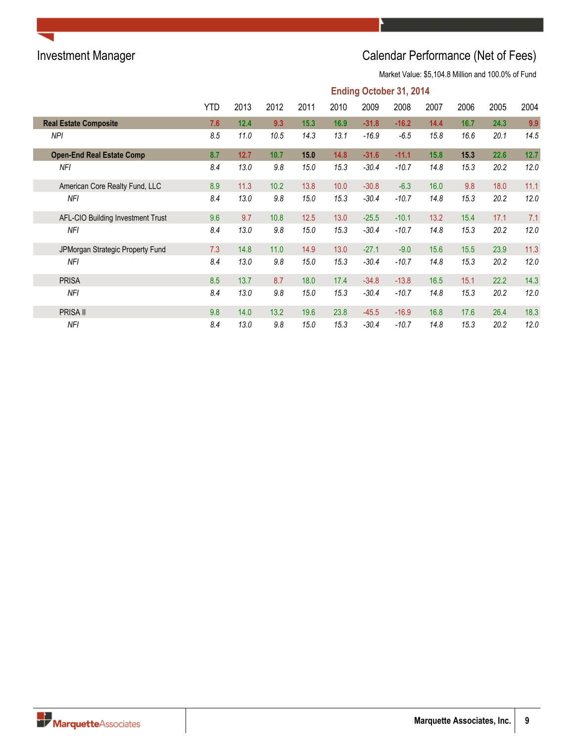## Investment Manager

## Calendar Performance (Net of Fees)

Market Value: $5,104.8 Million and 100.0% of Fund

**Ending October 31, 2014**

| | YTD | 2013 | 2012 | 2011 | 2010 | 2009 | 2008 | 2007 | 2006 | 2005 | 2004 |
|---|---|---|---|---|---|---|---|---|---|---|---|
| **Real Estate Composite** | **7.6** | **12.4** | **9.3** | **15.3** | **16.9** | **-31.8** | **-16.2** | **14.4** | **16.7** | **24.3** | **9.9** |
| *NPI* | *8.5* | *11.0* | *10.5* | *14.3* | *13.1* | *-16.9* | *-6.5* | *15.8* | *16.6* | *20.1* | *14.5* |
| **Open-End Real Estate Comp** | **8.7** | **12.7** | **10.7** | **15.0** | **14.8** | **-31.6** | **-11.1** | **15.8** | **15.3** | **22.6** | **12.7** |
| *NFI* | *8.4* | *13.0* | *9.8* | *15.0* | *15.3* | *-30.4* | *-10.7* | *14.8* | *15.3* | *20.2* | *12.0* |
| American Core Realty Fund, LLC | 8.9 | 11.3 | 10.2 | 13.8 | 10.0 | -30.8 | -6.3 | 16.0 | 9.8 | 18.0 | 11.1 |
| *NFI* | *8.4* | *13.0* | *9.8* | *15.0* | *15.3* | *-30.4* | *-10.7* | *14.8* | *15.3* | *20.2* | *12.0* |
| AFL-CIO Building Investment Trust | 9.6 | 9.7 | 10.8 | 12.5 | 13.0 | -25.5 | -10.1 | 13.2 | 15.4 | 17.1 | 7.1 |
| *NFI* | *8.4* | *13.0* | *9.8* | *15.0* | *15.3* | *-30.4* | *-10.7* | *14.8* | *15.3* | *20.2* | *12.0* |
| JPMorgan Strategic Property Fund | 7.3 | 14.8 | 11.0 | 14.9 | 13.0 | -27.1 | -9.0 | 15.6 | 15.5 | 23.9 | 11.3 |
| *NFI* | *8.4* | *13.0* | *9.8* | *15.0* | *15.3* | *-30.4* | *-10.7* | *14.8* | *15.3* | *20.2* | *12.0* |
| PRISA | 8.5 | 13.7 | 8.7 | 18.0 | 17.4 | -34.8 | -13.8 | 16.5 | 15.1 | 22.2 | 14.3 |
| *NFI* | *8.4* | *13.0* | *9.8* | *15.0* | *15.3* | *-30.4* | *-10.7* | *14.8* | *15.3* | *20.2* | *12.0* |
| PRISA II | 9.8 | 14.0 | 13.2 | 19.6 | 23.8 | -45.5 | -16.9 | 16.8 | 17.6 | 26.4 | 18.3 |
| *NFI* | *8.4* | *13.0* | *9.8* | *15.0* | *15.3* | *-30.4* | *-10.7* | *14.8* | *15.3* | *20.2* | *12.0* |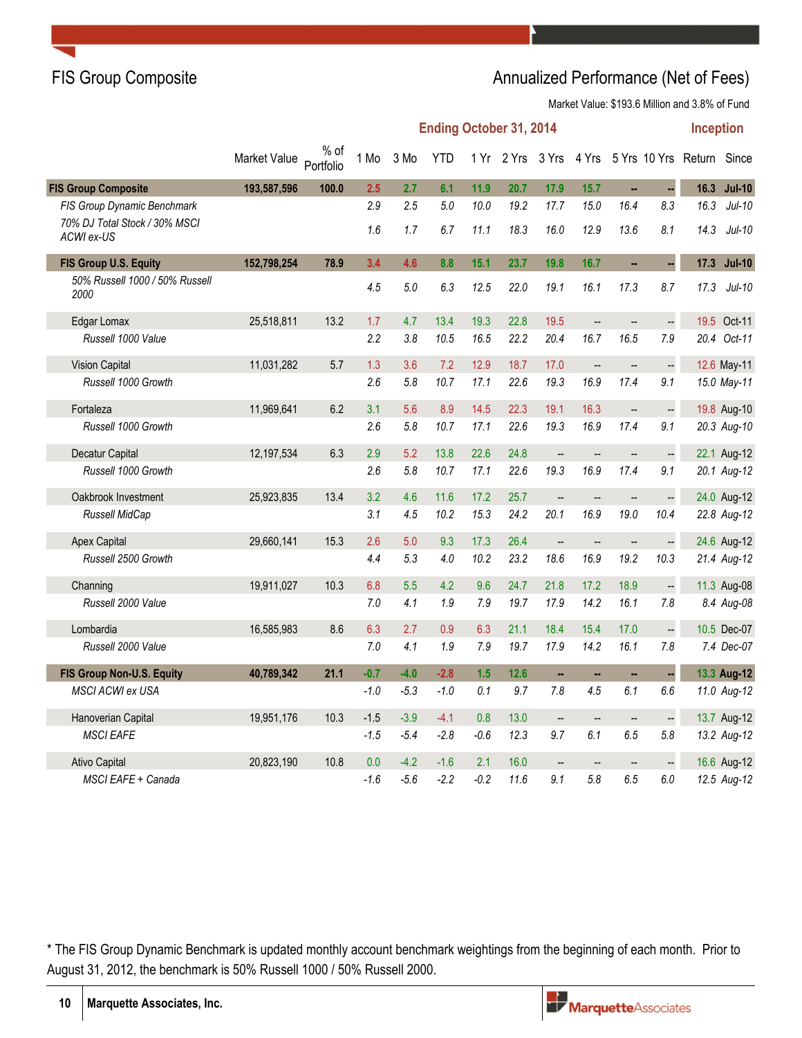# FIS Group Composite

## Annualized Performance (Net of Fees)

Market Value: $193.6 Million and 3.8% of Fund

| | Market Value | % of Portfolio | Ending October 31, 2014 | | | | | | | | | Inception | |
|---|---|---|---|---|---|---|---|---|---|---|---|---|---|
| | | | 1 Mo | 3 Mo | YTD | 1 Yr | 2 Yrs | 3 Yrs | 4 Yrs | 5 Yrs | 10 Yrs | Return | Since |
| **FIS Group Composite** | **193,587,596** | **100.0** | **2.5** | **2.7** | **6.1** | **11.9** | **20.7** | **17.9** | **15.7** | **--** | **--** | **16.3** | **Jul-10** |
| *FIS Group Dynamic Benchmark* | | | *2.9* | *2.5* | *5.0* | *10.0* | *19.2* | *17.7* | *15.0* | *16.4* | *8.3* | *16.3* | *Jul-10* |
| *70% DJ Total Stock / 30% MSCI ACWI ex-US* | | | *1.6* | *1.7* | *6.7* | *11.1* | *18.3* | *16.0* | *12.9* | *13.6* | *8.1* | *14.3* | *Jul-10* |
| **FIS Group U.S. Equity** | **152,798,254** | **78.9** | **3.4** | **4.6** | **8.8** | **15.1** | **23.7** | **19.8** | **16.7** | **--** | **--** | **17.3** | **Jul-10** |
| *50% Russell 1000 / 50% Russell 2000* | | | *4.5* | *5.0* | *6.3* | *12.5* | *22.0* | *19.1* | *16.1* | *17.3* | *8.7* | *17.3* | *Jul-10* |
| Edgar Lomax | 25,518,811 | 13.2 | 1.7 | 4.7 | 13.4 | 19.3 | 22.8 | 19.5 | -- | -- | -- | 19.5 | Oct-11 |
| *Russell 1000 Value* | | | *2.2* | *3.8* | *10.5* | *16.5* | *22.2* | *20.4* | *16.7* | *16.5* | *7.9* | *20.4* | *Oct-11* |
| Vision Capital | 11,031,282 | 5.7 | 1.3 | 3.6 | 7.2 | 12.9 | 18.7 | 17.0 | -- | -- | -- | 12.6 | May-11 |
| *Russell 1000 Growth* | | | *2.6* | *5.8* | *10.7* | *17.1* | *22.6* | *19.3* | *16.9* | *17.4* | *9.1* | *15.0* | *May-11* |
| Fortaleza | 11,969,641 | 6.2 | 3.1 | 5.6 | 8.9 | 14.5 | 22.3 | 19.1 | 16.3 | -- | -- | 19.8 | Aug-10 |
| *Russell 1000 Growth* | | | *2.6* | *5.8* | *10.7* | *17.1* | *22.6* | *19.3* | *16.9* | *17.4* | *9.1* | *20.3* | *Aug-10* |
| Decatur Capital | 12,197,534 | 6.3 | 2.9 | 5.2 | 13.8 | 22.6 | 24.8 | -- | -- | -- | -- | 22.1 | Aug-12 |
| *Russell 1000 Growth* | | | *2.6* | *5.8* | *10.7* | *17.1* | *22.6* | *19.3* | *16.9* | *17.4* | *9.1* | *20.1* | *Aug-12* |
| Oakbrook Investment | 25,923,835 | 13.4 | 3.2 | 4.6 | 11.6 | 17.2 | 25.7 | -- | -- | -- | -- | 24.0 | Aug-12 |
| *Russell MidCap* | | | *3.1* | *4.5* | *10.2* | *15.3* | *24.2* | *20.1* | *16.9* | *19.0* | *10.4* | *22.8* | *Aug-12* |
| Apex Capital | 29,660,141 | 15.3 | 2.6 | 5.0 | 9.3 | 17.3 | 26.4 | -- | -- | -- | -- | 24.6 | Aug-12 |
| *Russell 2500 Growth* | | | *4.4* | *5.3* | *4.0* | *10.2* | *23.2* | *18.6* | *16.9* | *19.2* | *10.3* | *21.4* | *Aug-12* |
| Channing | 19,911,027 | 10.3 | 6.8 | 5.5 | 4.2 | 9.6 | 24.7 | 21.8 | 17.2 | 18.9 | -- | 11.3 | Aug-08 |
| *Russell 2000 Value* | | | *7.0* | *4.1* | *1.9* | *7.9* | *19.7* | *17.9* | *14.2* | *16.1* | *7.8* | *8.4* | *Aug-08* |
| Lombardia | 16,585,983 | 8.6 | 6.3 | 2.7 | 0.9 | 6.3 | 21.1 | 18.4 | 15.4 | 17.0 | -- | 10.5 | Dec-07 |
| *Russell 2000 Value* | | | *7.0* | *4.1* | *1.9* | *7.9* | *19.7* | *17.9* | *14.2* | *16.1* | *7.8* | *7.4* | *Dec-07* |
| **FIS Group Non-U.S. Equity** | **40,789,342** | **21.1** | **-0.7** | **-4.0** | **-2.8** | **1.5** | **12.6** | **--** | **--** | **--** | **--** | **13.3** | **Aug-12** |
| *MSCI ACWI ex USA* | | | *-1.0* | *-5.3* | *-1.0* | *0.1* | *9.7* | *7.8* | *4.5* | *6.1* | *6.6* | *11.0* | *Aug-12* |
| Hanoverian Capital | 19,951,176 | 10.3 | -1.5 | -3.9 | -4.1 | 0.8 | 13.0 | -- | -- | -- | -- | 13.7 | Aug-12 |
| *MSCI EAFE* | | | *-1.5* | *-5.4* | *-2.8* | *-0.6* | *12.3* | *9.7* | *6.1* | *6.5* | *5.8* | *13.2* | *Aug-12* |
| Ativo Capital | 20,823,190 | 10.8 | 0.0 | -4.2 | -1.6 | 2.1 | 16.0 | -- | -- | -- | -- | 16.6 | Aug-12 |
| *MSCI EAFE + Canada* | | | *-1.6* | *-5.6* | *-2.2* | *-0.2* | *11.6* | *9.1* | *5.8* | *6.5* | *6.0* | *12.5* | *Aug-12* |

* The FIS Group Dynamic Benchmark is updated monthly account benchmark weightings from the beginning of each month. Prior to August 31, 2012, the benchmark is 50% Russell 1000 / 50% Russell 2000.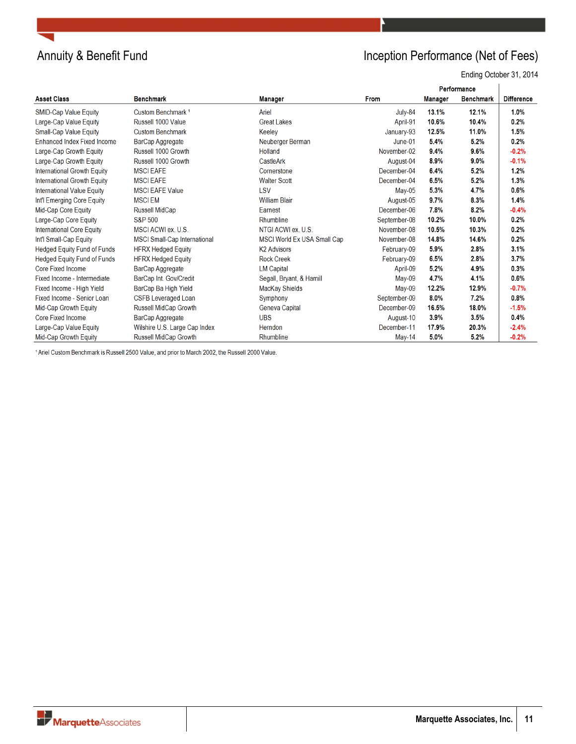# Annuity & Benefit Fund

## Inception Performance (Net of Fees)

Ending October 31, 2014

| Asset Class | Benchmark | Manager | From | Performance Manager | Performance Benchmark | Difference |
|---|---|---|---|---|---|---|
| SMID-Cap Value Equity | Custom Benchmark [1] | Ariel | July-84 | 13.1% | 12.1% | 1.0% |
| Large-Cap Value Equity | Russell 1000 Value | Great Lakes | April-91 | 10.6% | 10.4% | 0.2% |
| Small-Cap Value Equity | Custom Benchmark | Keeley | January-93 | 12.5% | 11.0% | 1.5% |
| Enhanced Index Fixed Income | BarCap Aggregate | Neuberger Berman | June-01 | 5.4% | 5.2% | 0.2% |
| Large-Cap Growth Equity | Russell 1000 Growth | Holland | November-02 | 9.4% | 9.6% | -0.2% |
| Large-Cap Growth Equity | Russell 1000 Growth | CastleArk | August-04 | 8.9% | 9.0% | -0.1% |
| International Growth Equity | MSCI EAFE | Cornerstone | December-04 | 6.4% | 5.2% | 1.2% |
| International Growth Equity | MSCI EAFE | Walter Scott | December-04 | 6.5% | 5.2% | 1.3% |
| International Value Equity | MSCI EAFE Value | LSV | May-05 | 5.3% | 4.7% | 0.6% |
| Int'l Emerging Core Equity | MSCI EM | William Blair | August-05 | 9.7% | 8.3% | 1.4% |
| Mid-Cap Core Equity | Russell MidCap | Earnest | December-06 | 7.8% | 8.2% | -0.4% |
| Large-Cap Core Equity | S&P 500 | Rhumbline | September-08 | 10.2% | 10.0% | 0.2% |
| International Core Equity | MSCI ACWI ex. U.S. | NTGI ACWI ex. U.S. | November-08 | 10.5% | 10.3% | 0.2% |
| Int'l Small-Cap Equity | MSCI Small-Cap International | MSCI World Ex USA Small Cap | November-08 | 14.8% | 14.6% | 0.2% |
| Hedged Equity Fund of Funds | HFRX Hedged Equity | K2 Advisors | February-09 | 5.9% | 2.8% | 3.1% |
| Hedged Equity Fund of Funds | HFRX Hedged Equity | Rock Creek | February-09 | 6.5% | 2.8% | 3.7% |
| Core Fixed Income | BarCap Aggregate | LM Capital | April-09 | 5.2% | 4.9% | 0.3% |
| Fixed Income - Intermediate | BarCap Int. Gov/Credit | Segall, Bryant, & Hamill | May-09 | 4.7% | 4.1% | 0.6% |
| Fixed Income - High Yield | BarCap Ba High Yield | MacKay Shields | May-09 | 12.2% | 12.9% | -0.7% |
| Fixed Income - Senior Loan | CSFB Leveraged Loan | Symphony | September-09 | 8.0% | 7.2% | 0.8% |
| Mid-Cap Growth Equity | Russell MidCap Growth | Geneva Capital | December-09 | 16.5% | 18.0% | -1.5% |
| Core Fixed Income | BarCap Aggregate | UBS | August-10 | 3.9% | 3.5% | 0.4% |
| Large-Cap Value Equity | Wilshire U.S. Large Cap Index | Herndon | December-11 | 17.9% | 20.3% | -2.4% |
| Mid-Cap Growth Equity | Russell MidCap Growth | Rhumbline | May-14 | 5.0% | 5.2% | -0.2% |

[1] Ariel Custom Benchmark is Russell 2500 Value, and prior to March 2002, the Russell 2000 Value.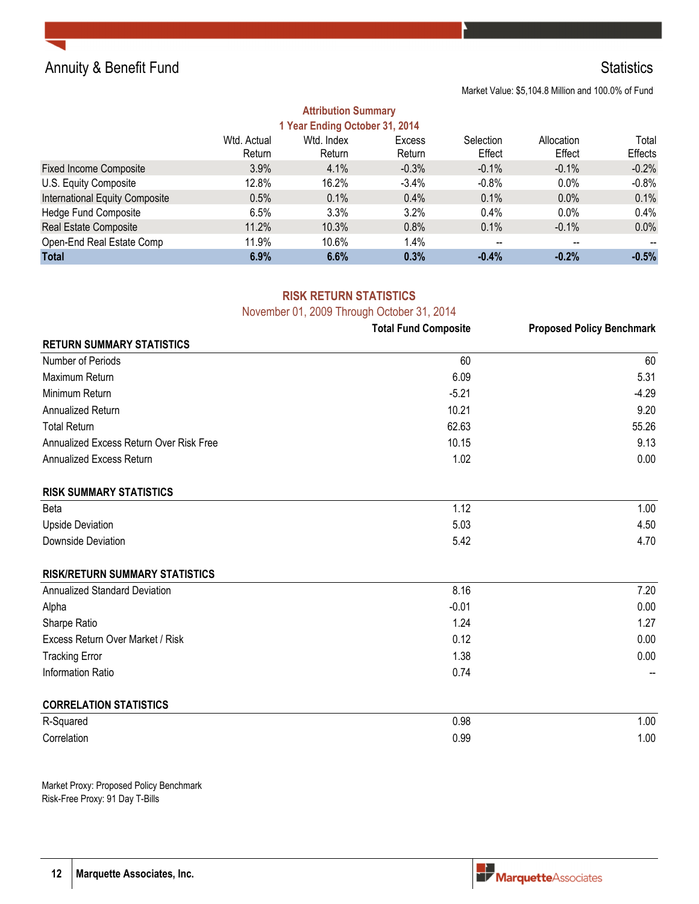# Annual & Benefit Fund

## Statistics

Market Value: $5,104.8 Million and 100.0% of Fund

### Attribution Summary
### 1 Year Ending October 31, 2014

| | Wtd. Actual Return | Wtd. Index Return | Excess Return | Selection Effect | Allocation Effect | Total Effects |
|---|---|---|---|---|---|---|
| Fixed Income Composite | 3.9% | 4.1% | -0.3% | -0.1% | -0.1% | -0.2% |
| U.S. Equity Composite | 12.8% | 16.2% | -3.4% | -0.8% | 0.0% | -0.8% |
| International Equity Composite | 0.5% | 0.1% | 0.4% | 0.1% | 0.0% | 0.1% |
| Hedge Fund Composite | 6.5% | 3.3% | 3.2% | 0.4% | 0.0% | 0.4% |
| Real Estate Composite | 11.2% | 10.3% | 0.8% | 0.1% | -0.1% | 0.0% |
| Open-End Real Estate Comp | 11.9% | 10.6% | 1.4% | -- | -- | -- |
| **Total** | **6.9%** | **6.6%** | **0.3%** | **-0.4%** | **-0.2%** | **-0.5%** |

### RISK RETURN STATISTICS
November 01, 2009 Through October 31, 2014

| | Total Fund Composite | Proposed Policy Benchmark |
|---|---|---|
| **RETURN SUMMARY STATISTICS** | | |
| Number of Periods | 60 | 60 |
| Maximum Return | 6.09 | 5.31 |
| Minimum Return | -5.21 | -4.29 |
| Annualized Return | 10.21 | 9.20 |
| Total Return | 62.63 | 55.26 |
| Annualized Excess Return Over Risk Free | 10.15 | 9.13 |
| Annualized Excess Return | 1.02 | 0.00 |
| **RISK SUMMARY STATISTICS** | | |
| Beta | 1.12 | 1.00 |
| Upside Deviation | 5.03 | 4.50 |
| Downside Deviation | 5.42 | 4.70 |
| **RISK/RETURN SUMMARY STATISTICS** | | |
| Annualized Standard Deviation | 8.16 | 7.20 |
| Alpha | -0.01 | 0.00 |
| Sharpe Ratio | 1.24 | 1.27 |
| Excess Return Over Market / Risk | 0.12 | 0.00 |
| Tracking Error | 1.38 | 0.00 |
| Information Ratio | 0.74 | -- |
| **CORRELATION STATISTICS** | | |
| R-Squared | 0.98 | 1.00 |
| Correlation | 0.99 | 1.00 |

Market Proxy: Proposed Policy Benchmark
Risk-Free Proxy: 91 Day T-Bills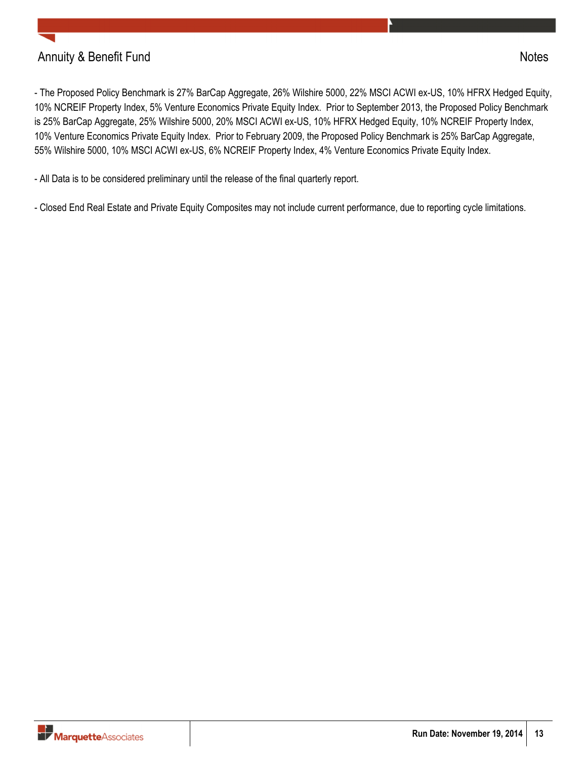- The Proposed Policy Benchmark is 27% BarCap Aggregate, 26% Wilshire 5000, 22% MSCI ACWI ex-US, 10% HFRX Hedged Equity, 10% NCREIF Property Index, 5% Venture Economics Private Equity Index. Prior to September 2013, the Proposed Policy Benchmark is 25% BarCap Aggregate, 25% Wilshire 5000, 20% MSCI ACWI ex-US, 10% HFRX Hedged Equity, 10% NCREIF Property Index, 10% Venture Economics Private Equity Index. Prior to February 2009, the Proposed Policy Benchmark is 25% BarCap Aggregate, 55% Wilshire 5000, 10% MSCI ACWI ex-US, 6% NCREIF Property Index, 4% Venture Economics Private Equity Index.

- All Data is to be considered preliminary until the release of the final quarterly report.

- Closed End Real Estate and Private Equity Composites may not include current performance, due to reporting cycle limitations.